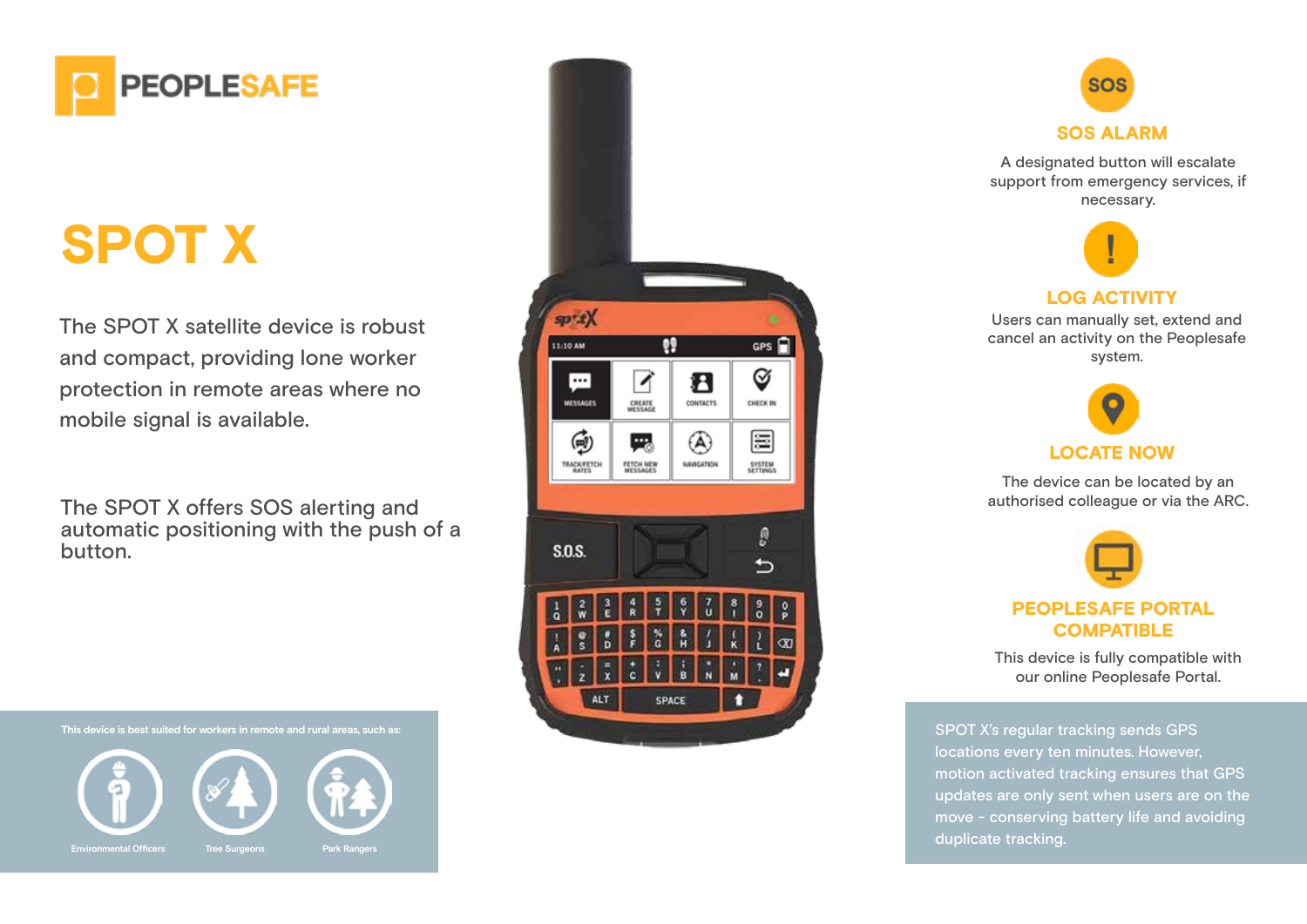PEOPLESAFE

# SPOT X

The SPOT X satellite device is robust and compact, providing lone worker protection in remote areas where no mobile signal is available.

The SPOT X offers SOS alerting and automatic positioning with the push of a button.

This device is best suited for workers in remote and rural areas, such as:

- Environmental Officers
- Tree Surgeons
- Park Rangers

## SOS ALARM

A designated button will escalate support from emergency services, if necessary.

## LOG ACTIVITY

Users can manually set, extend and cancel an activity on the Peoplesafe system.

## LOCATE NOW

The device can be located by an authorised colleague or via the ARC.

## PEOPLESAFE PORTAL COMPATIBLE

This device is fully compatible with our online Peoplesafe Portal.

SPOT X's regular tracking sends GPS locations every ten minutes. However, motion activated tracking ensures that GPS updates are only sent when users are on the move - conserving battery life and avoiding duplicate tracking.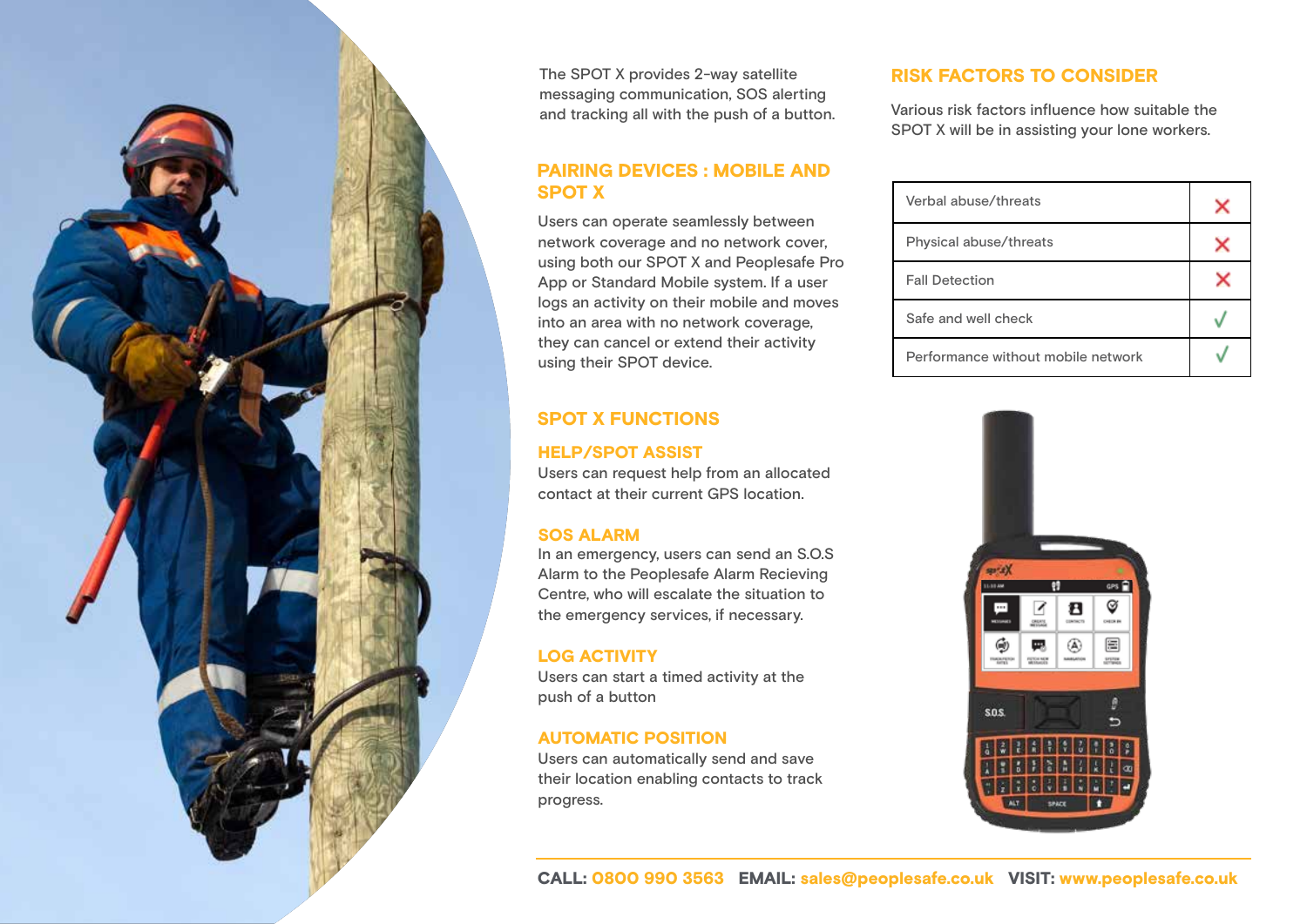The SPOT X provides 2-way satellite messaging communication, SOS alerting and tracking all with the push of a button.

## PAIRING DEVICES : MOBILE AND SPOT X

Users can operate seamlessly between network coverage and no network cover, using both our SPOT X and Peoplesafe Pro App or Standard Mobile system. If a user logs an activity on their mobile and moves into an area with no network coverage, they can cancel or extend their activity using their SPOT device.

## SPOT X FUNCTIONS

### HELP/SPOT ASSIST

Users can request help from an allocated contact at their current GPS location.

### SOS ALARM

In an emergency, users can send an S.O.S Alarm to the Peoplesafe Alarm Recieving Centre, who will escalate the situation to the emergency services, if necessary.

### LOG ACTIVITY

Users can start a timed activity at the push of a button

### AUTOMATIC POSITION

Users can automatically send and save their location enabling contacts to track progress.

## RISK FACTORS TO CONSIDER

Various risk factors influence how suitable the SPOT X will be in assisting your lone workers.

| | |
|---|---|
| Verbal abuse/threats | ✗ |
| Physical abuse/threats | ✗ |
| Fall Detection | ✗ |
| Safe and well check | ✓ |
| Performance without mobile network | ✓ |

**CALL:** 0800 990 3563 **EMAIL:** sales@peoplesafe.co.uk **VISIT:** www.peoplesafe.co.uk